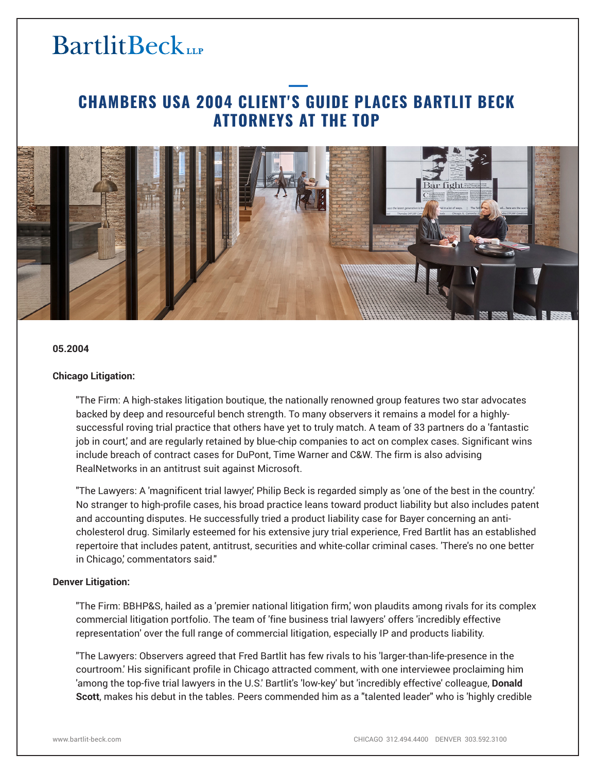BartlitBeck LLP

# CHAMBERS USA 2004 CLIENT'S GUIDE PLACES BARTLIT BECK ATTORNEYS AT THE TOP

**05.2004**

**Chicago Litigation:**

"The Firm: A high-stakes litigation boutique, the nationally renowned group features two star advocates backed by deep and resourceful bench strength. To many observers it remains a model for a highly-successful roving trial practice that others have yet to truly match. A team of 33 partners do a 'fantastic job in court,' and are regularly retained by blue-chip companies to act on complex cases. Significant wins include breach of contract cases for DuPont, Time Warner and C&W. The firm is also advising RealNetworks in an antitrust suit against Microsoft.

"The Lawyers: A 'magnificent trial lawyer,' Philip Beck is regarded simply as 'one of the best in the country.' No stranger to high-profile cases, his broad practice leans toward product liability but also includes patent and accounting disputes. He successfully tried a product liability case for Bayer concerning an anti-cholesterol drug. Similarly esteemed for his extensive jury trial experience, Fred Bartlit has an established repertoire that includes patent, antitrust, securities and white-collar criminal cases. 'There's no one better in Chicago,' commentators said."

**Denver Litigation:**

"The Firm: BBHP&S, hailed as a 'premier national litigation firm,' won plaudits among rivals for its complex commercial litigation portfolio. The team of 'fine business trial lawyers' offers 'incredibly effective representation' over the full range of commercial litigation, especially IP and products liability.

"The Lawyers: Observers agreed that Fred Bartlit has few rivals to his 'larger-than-life-presence in the courtroom.' His significant profile in Chicago attracted comment, with one interviewee proclaiming him 'among the top-five trial lawyers in the U.S.' Bartlit's 'low-key' but 'incredibly effective' colleague, **Donald Scott**, makes his debut in the tables. Peers commended him as a "talented leader" who is 'highly credible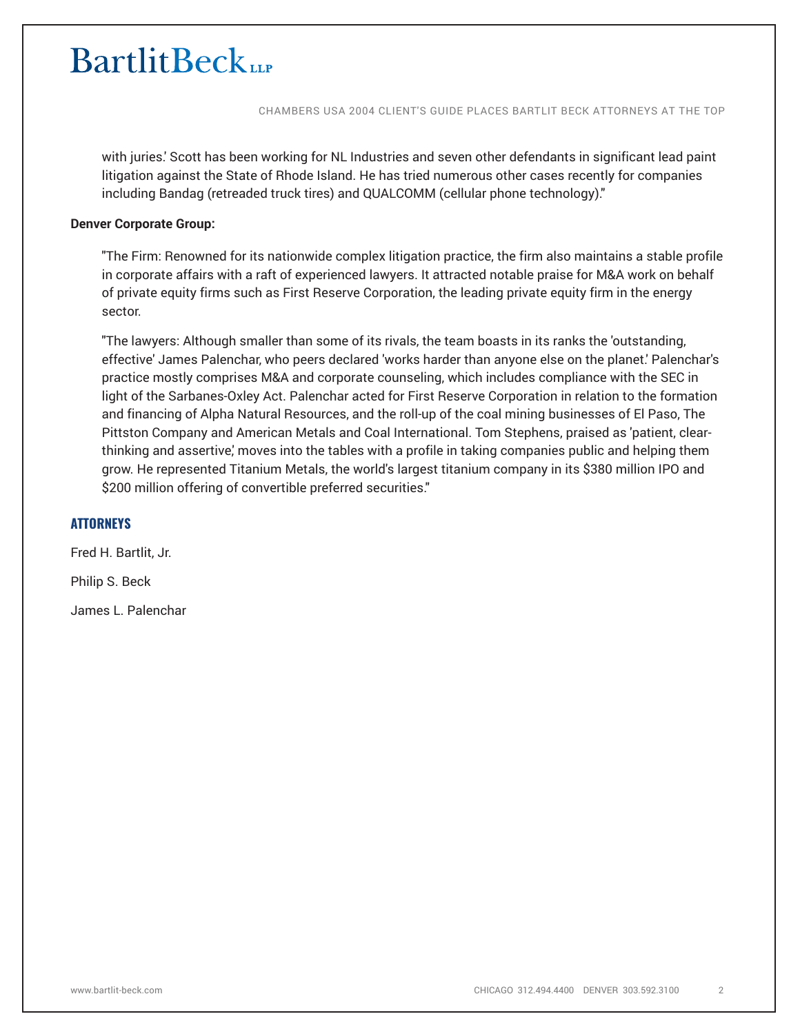with juries.' Scott has been working for NL Industries and seven other defendants in significant lead paint litigation against the State of Rhode Island. He has tried numerous other cases recently for companies including Bandag (retreaded truck tires) and QUALCOMM (cellular phone technology)."

**Denver Corporate Group:**

"The Firm: Renowned for its nationwide complex litigation practice, the firm also maintains a stable profile in corporate affairs with a raft of experienced lawyers. It attracted notable praise for M&A work on behalf of private equity firms such as First Reserve Corporation, the leading private equity firm in the energy sector.

"The lawyers: Although smaller than some of its rivals, the team boasts in its ranks the 'outstanding, effective' James Palenchar, who peers declared 'works harder than anyone else on the planet.' Palenchar's practice mostly comprises M&A and corporate counseling, which includes compliance with the SEC in light of the Sarbanes-Oxley Act. Palenchar acted for First Reserve Corporation in relation to the formation and financing of Alpha Natural Resources, and the roll-up of the coal mining businesses of El Paso, The Pittston Company and American Metals and Coal International. Tom Stephens, praised as 'patient, clear-thinking and assertive,' moves into the tables with a profile in taking companies public and helping them grow. He represented Titanium Metals, the world's largest titanium company in its $380 million IPO and $200 million offering of convertible preferred securities."

## ATTORNEYS

Fred H. Bartlit, Jr.

Philip S. Beck

James L. Palenchar